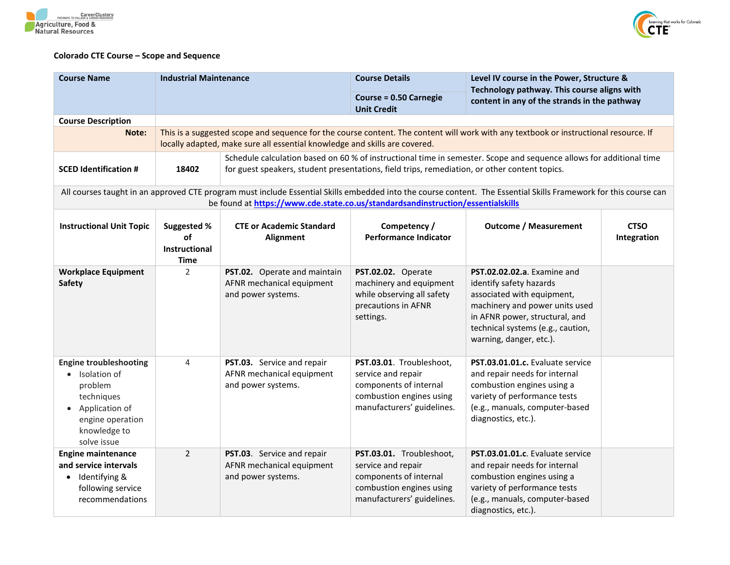Colorado CTE Course – Scope and Sequence

| Course Name | Industrial Maintenance | Course Details | Level IV course in the Power, Structure & Technology pathway. This course aligns with content in any of the strands in the pathway |
|---|---|---|---|
| | | Course = 0.50 Carnegie Unit Credit | |
| Course Description | | | |
| Note: | This is a suggested scope and sequence for the course content. The content will work with any textbook or instructional resource. If locally adapted, make sure all essential knowledge and skills are covered. | | |
| SCED Identification # | 18402 | Schedule calculation based on 60 % of instructional time in semester. Scope and sequence allows for additional time for guest speakers, student presentations, field trips, remediation, or other content topics. | |

All courses taught in an approved CTE program must include Essential Skills embedded into the course content. The Essential Skills Framework for this course can be found at [https://www.cde.state.co.us/standardsandinstruction/essentialskills](https://www.cde.state.co.us/standardsandinstruction/essentialskills)

| Instructional Unit Topic | Suggested % of Instructional Time | CTE or Academic Standard Alignment | Competency / Performance Indicator | Outcome / Measurement | CTSO Integration |
|---|---|---|---|---|---|
| **Workplace Equipment Safety** | 2 | **PST.02.** Operate and maintain AFNR mechanical equipment and power systems. | **PST.02.02.** Operate machinery and equipment while observing all safety precautions in AFNR settings. | **PST.02.02.a**. Examine and identify safety hazards associated with equipment, machinery and power units used in AFNR power, structural, and technical systems (e.g., caution, warning, danger, etc.). | |
| **Engine troubleshooting**<br>• Isolation of problem techniques<br>• Application of engine operation knowledge to solve issue | 4 | **PST.03.** Service and repair AFNR mechanical equipment and power systems. | **PST.03.01**. Troubleshoot, service and repair components of internal combustion engines using manufacturers' guidelines. | **PST.03.01.01.c.** Evaluate service and repair needs for internal combustion engines using a variety of performance tests (e.g., manuals, computer-based diagnostics, etc.). | |
| **Engine maintenance and service intervals**<br>• Identifying & following service recommendations | 2 | **PST.03**. Service and repair AFNR mechanical equipment and power systems. | **PST.03.01.** Troubleshoot, service and repair components of internal combustion engines using manufacturers' guidelines. | **PST.03.01.01.c**. Evaluate service and repair needs for internal combustion engines using a variety of performance tests (e.g., manuals, computer-based diagnostics, etc.). | |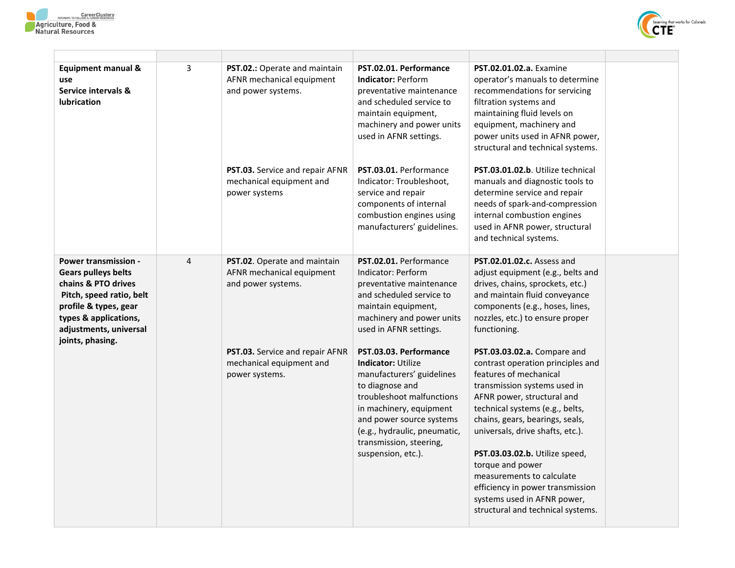| | | | | | |
|---|---|---|---|---|---|
| **Equipment manual & use**<br>**Service intervals & lubrication** | 3 | **PST.02.:** Operate and maintain AFNR mechanical equipment and power systems. | **PST.02.01. Performance Indicator:** Perform preventative maintenance and scheduled service to maintain equipment, machinery and power units used in AFNR settings. | **PST.02.01.02.a.** Examine operator's manuals to determine recommendations for servicing filtration systems and maintaining fluid levels on equipment, machinery and power units used in AFNR power, structural and technical systems. | |
| | | **PST.03.** Service and repair AFNR mechanical equipment and power systems | **PST.03.01.** Performance Indicator: Troubleshoot, service and repair components of internal combustion engines using manufacturers' guidelines. | **PST.03.01.02.b**. Utilize technical manuals and diagnostic tools to determine service and repair needs of spark-and-compression internal combustion engines used in AFNR power, structural and technical systems. | |
| **Power transmission - Gears pulleys belts chains & PTO drives**<br>**Pitch, speed ratio, belt profile & types, gear types & applications, adjustments, universal joints, phasing.** | 4 | **PST.02**. Operate and maintain AFNR mechanical equipment and power systems. | **PST.02.01.** Performance Indicator: Perform preventative maintenance and scheduled service to maintain equipment, machinery and power units used in AFNR settings. | **PST.02.01.02.c.** Assess and adjust equipment (e.g., belts and drives, chains, sprockets, etc.) and maintain fluid conveyance components (e.g., hoses, lines, nozzles, etc.) to ensure proper functioning. | |
| | | **PST.03.** Service and repair AFNR mechanical equipment and power systems. | **PST.03.03. Performance Indicator:** Utilize manufacturers' guidelines to diagnose and troubleshoot malfunctions in machinery, equipment and power source systems (e.g., hydraulic, pneumatic, transmission, steering, suspension, etc.). | **PST.03.03.02.a.** Compare and contrast operation principles and features of mechanical transmission systems used in AFNR power, structural and technical systems (e.g., belts, chains, gears, bearings, seals, universals, drive shafts, etc.).<br><br>**PST.03.03.02.b.** Utilize speed, torque and power measurements to calculate efficiency in power transmission systems used in AFNR power, structural and technical systems. | |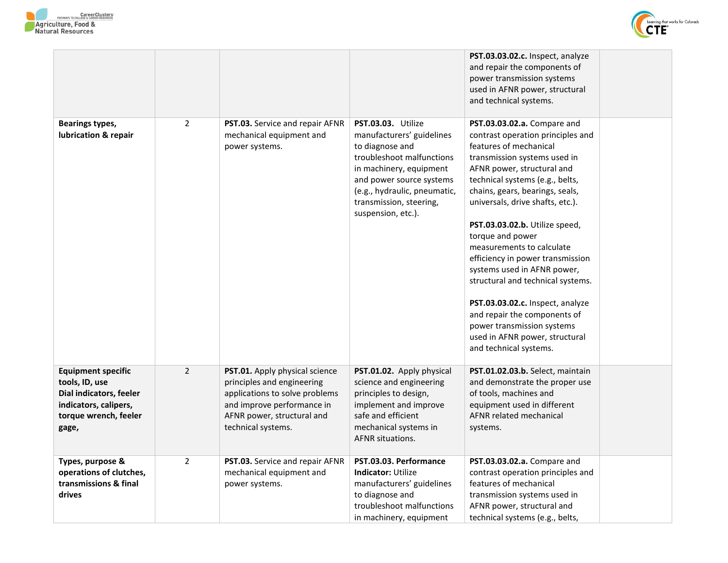| | | | | | |
|---|---|---|---|---|---|
| | | | | **PST.03.03.02.c.** Inspect, analyze and repair the components of power transmission systems used in AFNR power, structural and technical systems. | |
| **Bearings types, lubrication & repair** | 2 | **PST.03.** Service and repair AFNR mechanical equipment and power systems. | **PST.03.03.** Utilize manufacturers' guidelines to diagnose and troubleshoot malfunctions in machinery, equipment and power source systems (e.g., hydraulic, pneumatic, transmission, steering, suspension, etc.). | **PST.03.03.02.a.** Compare and contrast operation principles and features of mechanical transmission systems used in AFNR power, structural and technical systems (e.g., belts, chains, gears, bearings, seals, universals, drive shafts, etc.).<br><br>**PST.03.03.02.b.** Utilize speed, torque and power measurements to calculate efficiency in power transmission systems used in AFNR power, structural and technical systems.<br><br>**PST.03.03.02.c.** Inspect, analyze and repair the components of power transmission systems used in AFNR power, structural and technical systems. | |
| **Equipment specific tools, ID, use**<br>**Dial indicators, feeler indicators, calipers, torque wrench, feeler gage,** | 2 | **PST.01.** Apply physical science principles and engineering applications to solve problems and improve performance in AFNR power, structural and technical systems. | **PST.01.02.** Apply physical science and engineering principles to design, implement and improve safe and efficient mechanical systems in AFNR situations. | **PST.01.02.03.b.** Select, maintain and demonstrate the proper use of tools, machines and equipment used in different AFNR related mechanical systems. | |
| **Types, purpose & operations of clutches, transmissions & final drives** | 2 | **PST.03.** Service and repair AFNR mechanical equipment and power systems. | **PST.03.03. Performance Indicator:** Utilize manufacturers' guidelines to diagnose and troubleshoot malfunctions in machinery, equipment | **PST.03.03.02.a.** Compare and contrast operation principles and features of mechanical transmission systems used in AFNR power, structural and technical systems (e.g., belts, | |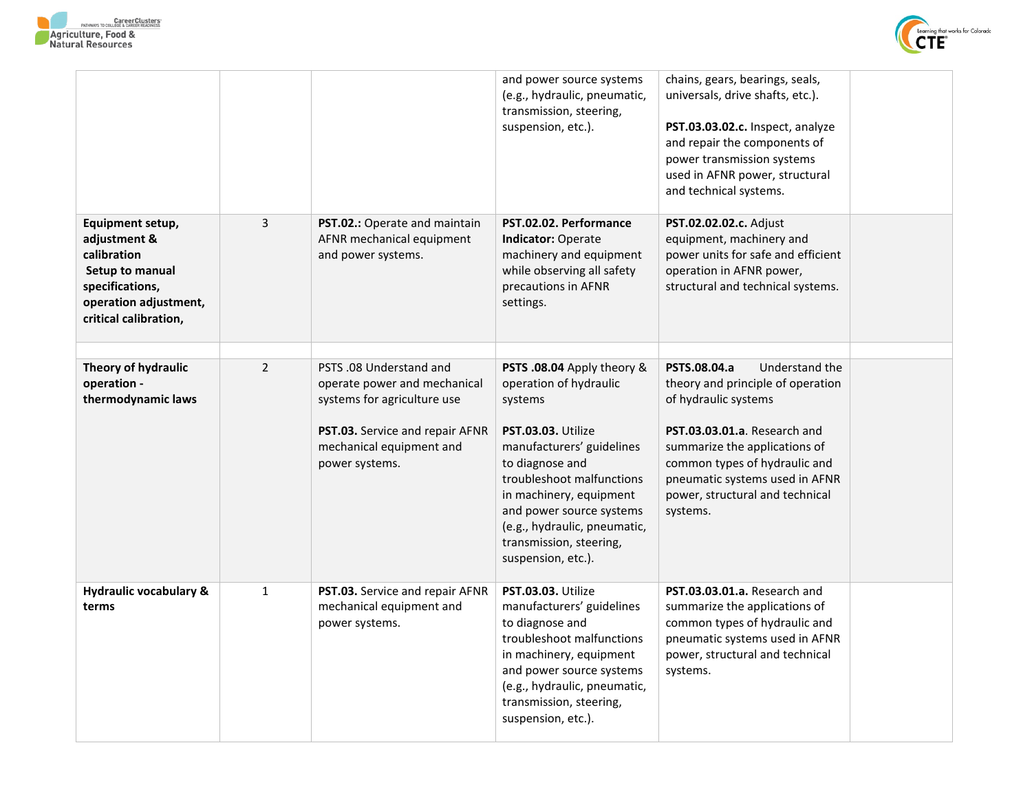| | | | | | |
|---|---|---|---|---|---|
| | | | and power source systems (e.g., hydraulic, pneumatic, transmission, steering, suspension, etc.). | chains, gears, bearings, seals, universals, drive shafts, etc.).<br><br>**PST.03.03.02.c.** Inspect, analyze and repair the components of power transmission systems used in AFNR power, structural and technical systems. | |
| **Equipment setup, adjustment & calibration**<br>**Setup to manual specifications, operation adjustment, critical calibration,** | 3 | **PST.02.:** Operate and maintain AFNR mechanical equipment and power systems. | **PST.02.02. Performance Indicator:** Operate machinery and equipment while observing all safety precautions in AFNR settings. | **PST.02.02.02.c.** Adjust equipment, machinery and power units for safe and efficient operation in AFNR power, structural and technical systems. | |
| | | | | | |
| **Theory of hydraulic operation - thermodynamic laws** | 2 | PSTS .08 Understand and operate power and mechanical systems for agriculture use<br><br>**PST.03.** Service and repair AFNR mechanical equipment and power systems. | **PSTS .08.04** Apply theory & operation of hydraulic systems<br><br>**PST.03.03.** Utilize manufacturers' guidelines to diagnose and troubleshoot malfunctions in machinery, equipment and power source systems (e.g., hydraulic, pneumatic, transmission, steering, suspension, etc.). | **PSTS.08.04.a** Understand the theory and principle of operation of hydraulic systems<br><br>**PST.03.03.01.a**. Research and summarize the applications of common types of hydraulic and pneumatic systems used in AFNR power, structural and technical systems. | |
| **Hydraulic vocabulary & terms** | 1 | **PST.03.** Service and repair AFNR mechanical equipment and power systems. | **PST.03.03.** Utilize manufacturers' guidelines to diagnose and troubleshoot malfunctions in machinery, equipment and power source systems (e.g., hydraulic, pneumatic, transmission, steering, suspension, etc.). | **PST.03.03.01.a.** Research and summarize the applications of common types of hydraulic and pneumatic systems used in AFNR power, structural and technical systems. | |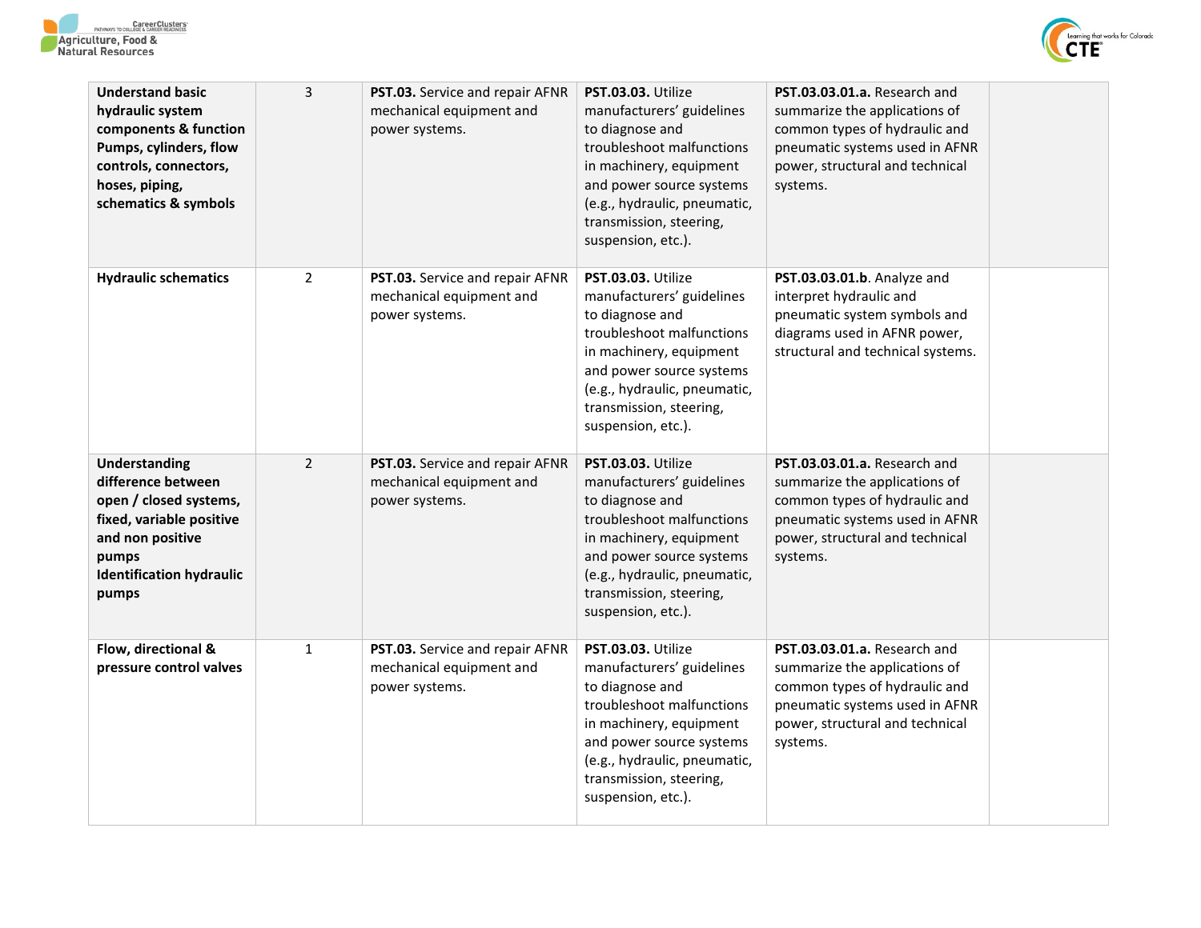| | | | | | |
|---|---|---|---|---|---|
| **Understand basic hydraulic system components & function Pumps, cylinders, flow controls, connectors, hoses, piping, schematics & symbols** | 3 | **PST.03.** Service and repair AFNR mechanical equipment and power systems. | **PST.03.03.** Utilize manufacturers' guidelines to diagnose and troubleshoot malfunctions in machinery, equipment and power source systems (e.g., hydraulic, pneumatic, transmission, steering, suspension, etc.). | **PST.03.03.01.a.** Research and summarize the applications of common types of hydraulic and pneumatic systems used in AFNR power, structural and technical systems. | |
| **Hydraulic schematics** | 2 | **PST.03.** Service and repair AFNR mechanical equipment and power systems. | **PST.03.03.** Utilize manufacturers' guidelines to diagnose and troubleshoot malfunctions in machinery, equipment and power source systems (e.g., hydraulic, pneumatic, transmission, steering, suspension, etc.). | **PST.03.03.01.b**. Analyze and interpret hydraulic and pneumatic system symbols and diagrams used in AFNR power, structural and technical systems. | |
| **Understanding difference between open / closed systems, fixed, variable positive and non positive pumps Identification hydraulic pumps** | 2 | **PST.03.** Service and repair AFNR mechanical equipment and power systems. | **PST.03.03.** Utilize manufacturers' guidelines to diagnose and troubleshoot malfunctions in machinery, equipment and power source systems (e.g., hydraulic, pneumatic, transmission, steering, suspension, etc.). | **PST.03.03.01.a.** Research and summarize the applications of common types of hydraulic and pneumatic systems used in AFNR power, structural and technical systems. | |
| **Flow, directional & pressure control valves** | 1 | **PST.03.** Service and repair AFNR mechanical equipment and power systems. | **PST.03.03.** Utilize manufacturers' guidelines to diagnose and troubleshoot malfunctions in machinery, equipment and power source systems (e.g., hydraulic, pneumatic, transmission, steering, suspension, etc.). | **PST.03.03.01.a.** Research and summarize the applications of common types of hydraulic and pneumatic systems used in AFNR power, structural and technical systems. | |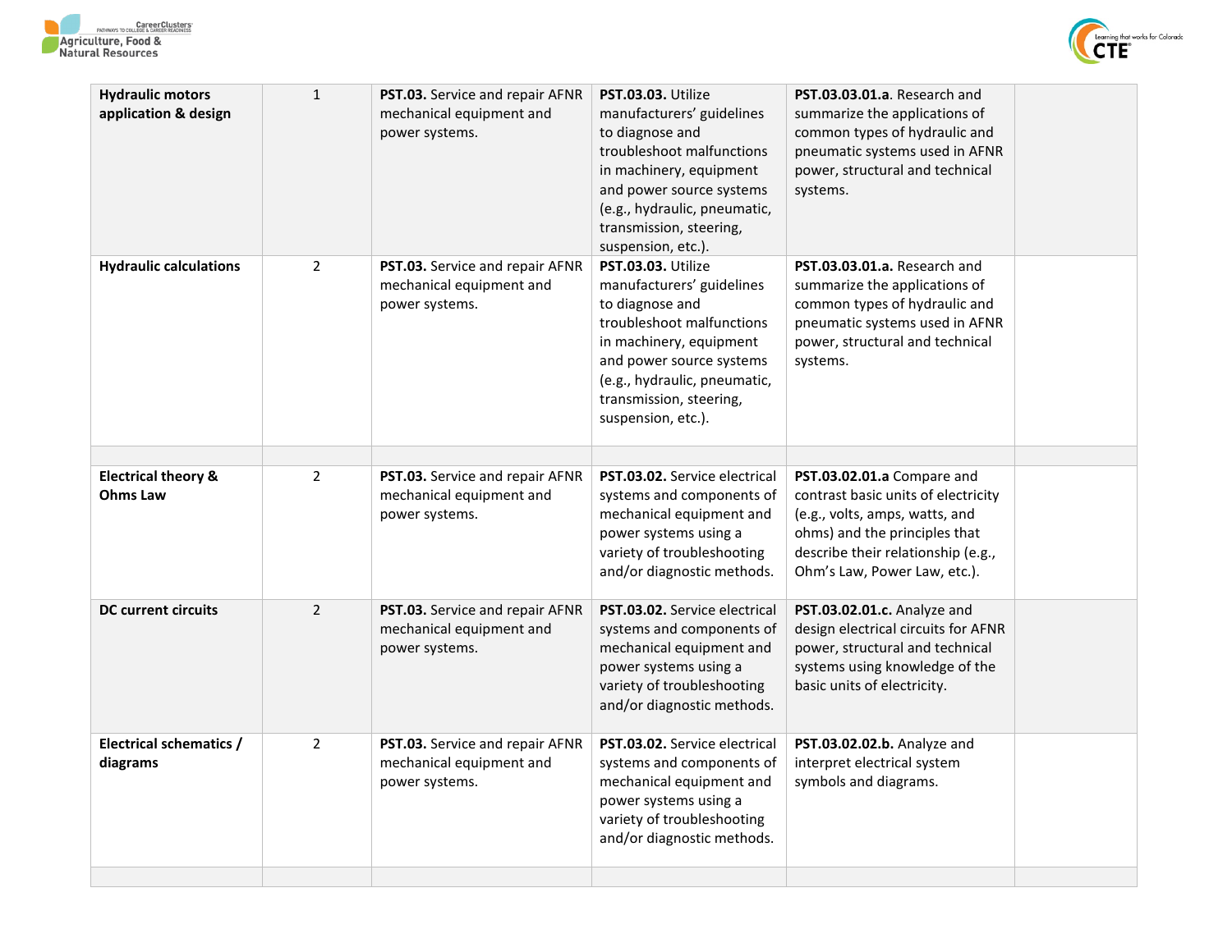| | | | | | |
|---|---|---|---|---|---|
| **Hydraulic motors application & design** | 1 | **PST.03.** Service and repair AFNR mechanical equipment and power systems. | **PST.03.03.** Utilize manufacturers' guidelines to diagnose and troubleshoot malfunctions in machinery, equipment and power source systems (e.g., hydraulic, pneumatic, transmission, steering, suspension, etc.). | **PST.03.03.01.a**. Research and summarize the applications of common types of hydraulic and pneumatic systems used in AFNR power, structural and technical systems. | |
| **Hydraulic calculations** | 2 | **PST.03.** Service and repair AFNR mechanical equipment and power systems. | **PST.03.03.** Utilize manufacturers' guidelines to diagnose and troubleshoot malfunctions in machinery, equipment and power source systems (e.g., hydraulic, pneumatic, transmission, steering, suspension, etc.). | **PST.03.03.01.a.** Research and summarize the applications of common types of hydraulic and pneumatic systems used in AFNR power, structural and technical systems. | |
| | | | | | |
| **Electrical theory & Ohms Law** | 2 | **PST.03.** Service and repair AFNR mechanical equipment and power systems. | **PST.03.02.** Service electrical systems and components of mechanical equipment and power systems using a variety of troubleshooting and/or diagnostic methods. | **PST.03.02.01.a** Compare and contrast basic units of electricity (e.g., volts, amps, watts, and ohms) and the principles that describe their relationship (e.g., Ohm's Law, Power Law, etc.). | |
| **DC current circuits** | 2 | **PST.03.** Service and repair AFNR mechanical equipment and power systems. | **PST.03.02.** Service electrical systems and components of mechanical equipment and power systems using a variety of troubleshooting and/or diagnostic methods. | **PST.03.02.01.c.** Analyze and design electrical circuits for AFNR power, structural and technical systems using knowledge of the basic units of electricity. | |
| **Electrical schematics / diagrams** | 2 | **PST.03.** Service and repair AFNR mechanical equipment and power systems. | **PST.03.02.** Service electrical systems and components of mechanical equipment and power systems using a variety of troubleshooting and/or diagnostic methods. | **PST.03.02.02.b.** Analyze and interpret electrical system symbols and diagrams. | |
| | | | | | |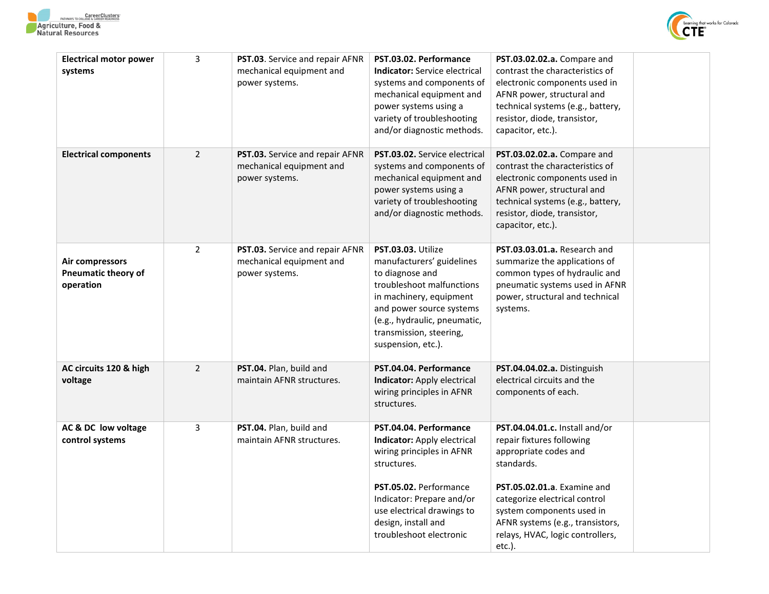| | | | | | |
|---|---|---|---|---|---|
| **Electrical motor power systems** | 3 | **PST.03**. Service and repair AFNR mechanical equipment and power systems. | **PST.03.02. Performance Indicator:** Service electrical systems and components of mechanical equipment and power systems using a variety of troubleshooting and/or diagnostic methods. | **PST.03.02.02.a.** Compare and contrast the characteristics of electronic components used in AFNR power, structural and technical systems (e.g., battery, resistor, diode, transistor, capacitor, etc.). | |
| **Electrical components** | 2 | **PST.03.** Service and repair AFNR mechanical equipment and power systems. | **PST.03.02.** Service electrical systems and components of mechanical equipment and power systems using a variety of troubleshooting and/or diagnostic methods. | **PST.03.02.02.a.** Compare and contrast the characteristics of electronic components used in AFNR power, structural and technical systems (e.g., battery, resistor, diode, transistor, capacitor, etc.). | |
| **Air compressors Pneumatic theory of operation** | 2 | **PST.03.** Service and repair AFNR mechanical equipment and power systems. | **PST.03.03.** Utilize manufacturers' guidelines to diagnose and troubleshoot malfunctions in machinery, equipment and power source systems (e.g., hydraulic, pneumatic, transmission, steering, suspension, etc.). | **PST.03.03.01.a.** Research and summarize the applications of common types of hydraulic and pneumatic systems used in AFNR power, structural and technical systems. | |
| **AC circuits 120 & high voltage** | 2 | **PST.04.** Plan, build and maintain AFNR structures. | **PST.04.04. Performance Indicator:** Apply electrical wiring principles in AFNR structures. | **PST.04.04.02.a.** Distinguish electrical circuits and the components of each. | |
| **AC & DC low voltage control systems** | 3 | **PST.04.** Plan, build and maintain AFNR structures. | **PST.04.04. Performance Indicator:** Apply electrical wiring principles in AFNR structures.<br><br>**PST.05.02.** Performance Indicator: Prepare and/or use electrical drawings to design, install and troubleshoot electronic | **PST.04.04.01.c.** Install and/or repair fixtures following appropriate codes and standards.<br><br>**PST.05.02.01.a**. Examine and categorize electrical control system components used in AFNR systems (e.g., transistors, relays, HVAC, logic controllers, etc.). | |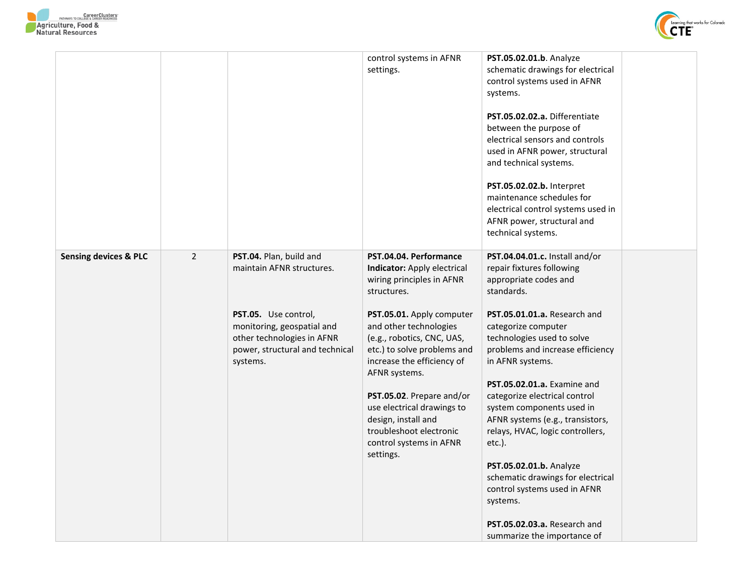| | | | | | |
|---|---|---|---|---|---|
| | | | control systems in AFNR settings. | **PST.05.02.01.b**. Analyze schematic drawings for electrical control systems used in AFNR systems.<br><br>**PST.05.02.02.a.** Differentiate between the purpose of electrical sensors and controls used in AFNR power, structural and technical systems.<br><br>**PST.05.02.02.b.** Interpret maintenance schedules for electrical control systems used in AFNR power, structural and technical systems. | |
| **Sensing devices & PLC** | 2 | **PST.04.** Plan, build and maintain AFNR structures.<br><br>**PST.05.** Use control, monitoring, geospatial and other technologies in AFNR power, structural and technical systems. | **PST.04.04. Performance Indicator:** Apply electrical wiring principles in AFNR structures.<br><br>**PST.05.01.** Apply computer and other technologies (e.g., robotics, CNC, UAS, etc.) to solve problems and increase the efficiency of AFNR systems.<br><br>**PST.05.02**. Prepare and/or use electrical drawings to design, install and troubleshoot electronic control systems in AFNR settings. | **PST.04.04.01.c.** Install and/or repair fixtures following appropriate codes and standards.<br><br>**PST.05.01.01.a.** Research and categorize computer technologies used to solve problems and increase efficiency in AFNR systems.<br><br>**PST.05.02.01.a.** Examine and categorize electrical control system components used in AFNR systems (e.g., transistors, relays, HVAC, logic controllers, etc.).<br><br>**PST.05.02.01.b.** Analyze schematic drawings for electrical control systems used in AFNR systems.<br><br>**PST.05.02.03.a.** Research and summarize the importance of | |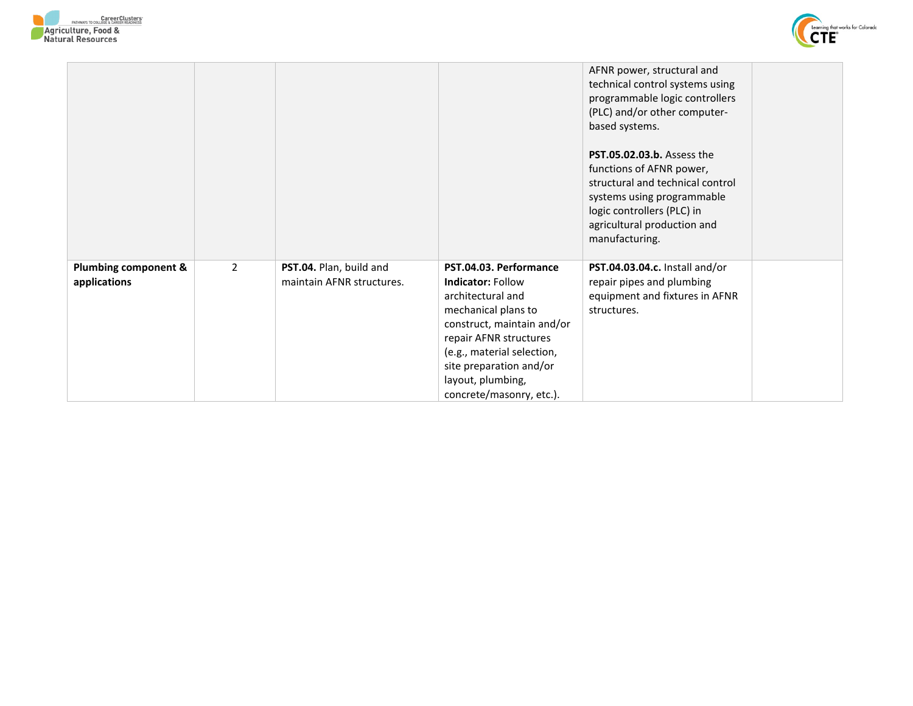| | | | | | |
|---|---|---|---|---|---|
| | | | | AFNR power, structural and technical control systems using programmable logic controllers (PLC) and/or other computer-based systems.<br><br>**PST.05.02.03.b.** Assess the functions of AFNR power, structural and technical control systems using programmable logic controllers (PLC) in agricultural production and manufacturing. | |
| **Plumbing component & applications** | 2 | **PST.04.** Plan, build and maintain AFNR structures. | **PST.04.03. Performance Indicator:** Follow architectural and mechanical plans to construct, maintain and/or repair AFNR structures (e.g., material selection, site preparation and/or layout, plumbing, concrete/masonry, etc.). | **PST.04.03.04.c.** Install and/or repair pipes and plumbing equipment and fixtures in AFNR structures. | |